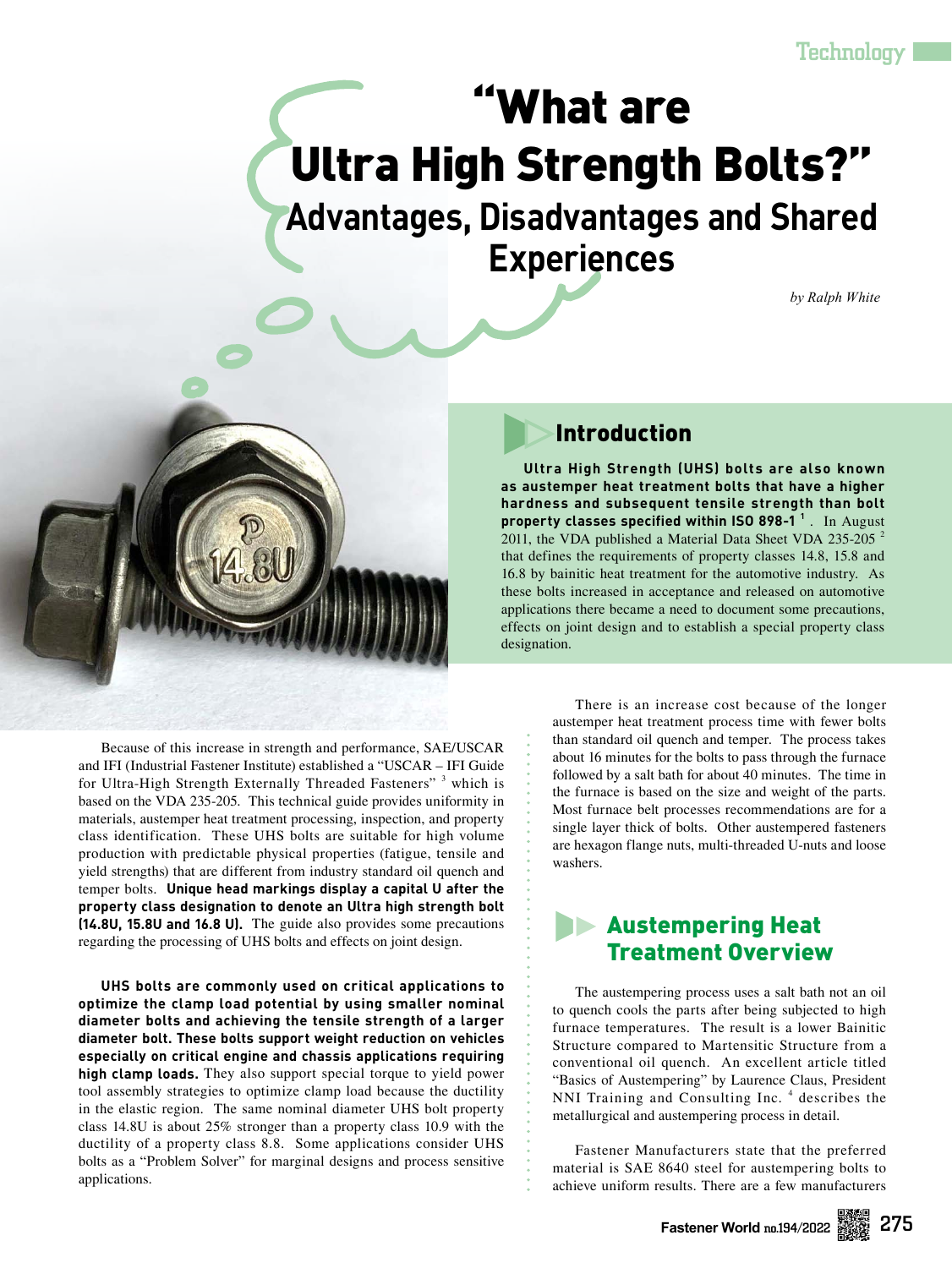# "What are Ultra High Strength Bolts?"

## Advantages, Disadvantages and Shared Experiences

*by Ralph White*

## Introduction

**Ultra High Strength (UHS) bolts are also known as austemper heat treatment bolts that have a higher hardness and subsequent tensile strength than bolt property classes specified within ISO 898-1 [1]**. In August 2011, the VDA published a Material Data Sheet VDA 235-205 [2] that defines the requirements of property classes 14.8, 15.8 and 16.8 by bainitic heat treatment for the automotive industry. As these bolts increased in acceptance and released on automotive applications there became a need to document some precautions, effects on joint design and to establish a special property class designation.

Because of this increase in strength and performance, SAE/USCAR and IFI (Industrial Fastener Institute) established a "USCAR – IFI Guide for Ultra-High Strength Externally Threaded Fasteners" [3] which is based on the VDA 235-205. This technical guide provides uniformity in materials, austemper heat treatment processing, inspection, and property class identification. These UHS bolts are suitable for high volume production with predictable physical properties (fatigue, tensile and yield strengths) that are different from industry standard oil quench and temper bolts. **Unique head markings display a capital U after the property class designation to denote an Ultra high strength bolt (14.8U, 15.8U and 16.8 U).** The guide also provides some precautions regarding the processing of UHS bolts and effects on joint design.

**UHS bolts are commonly used on critical applications to optimize the clamp load potential by using smaller nominal diameter bolts and achieving the tensile strength of a larger diameter bolt. These bolts support weight reduction on vehicles especially on critical engine and chassis applications requiring high clamp loads.** They also support special torque to yield power tool assembly strategies to optimize clamp load because the ductility in the elastic region. The same nominal diameter UHS bolt property class 14.8U is about 25% stronger than a property class 10.9 with the ductility of a property class 8.8. Some applications consider UHS bolts as a "Problem Solver" for marginal designs and process sensitive applications.

There is an increase cost because of the longer austemper heat treatment process time with fewer bolts than standard oil quench and temper. The process takes about 16 minutes for the bolts to pass through the furnace followed by a salt bath for about 40 minutes. The time in the furnace is based on the size and weight of the parts. Most furnace belt processes recommendations are for a single layer thick of bolts. Other austempered fasteners are hexagon flange nuts, multi-threaded U-nuts and loose washers.

## Austempering Heat Treatment Overview

The austempering process uses a salt bath not an oil to quench cools the parts after being subjected to high furnace temperatures. The result is a lower Bainitic Structure compared to Martensitic Structure from a conventional oil quench. An excellent article titled "Basics of Austempering" by Laurence Claus, President NNI Training and Consulting Inc. [4] describes the metallurgical and austempering process in detail.

Fastener Manufacturers state that the preferred material is SAE 8640 steel for austempering bolts to achieve uniform results. There are a few manufacturers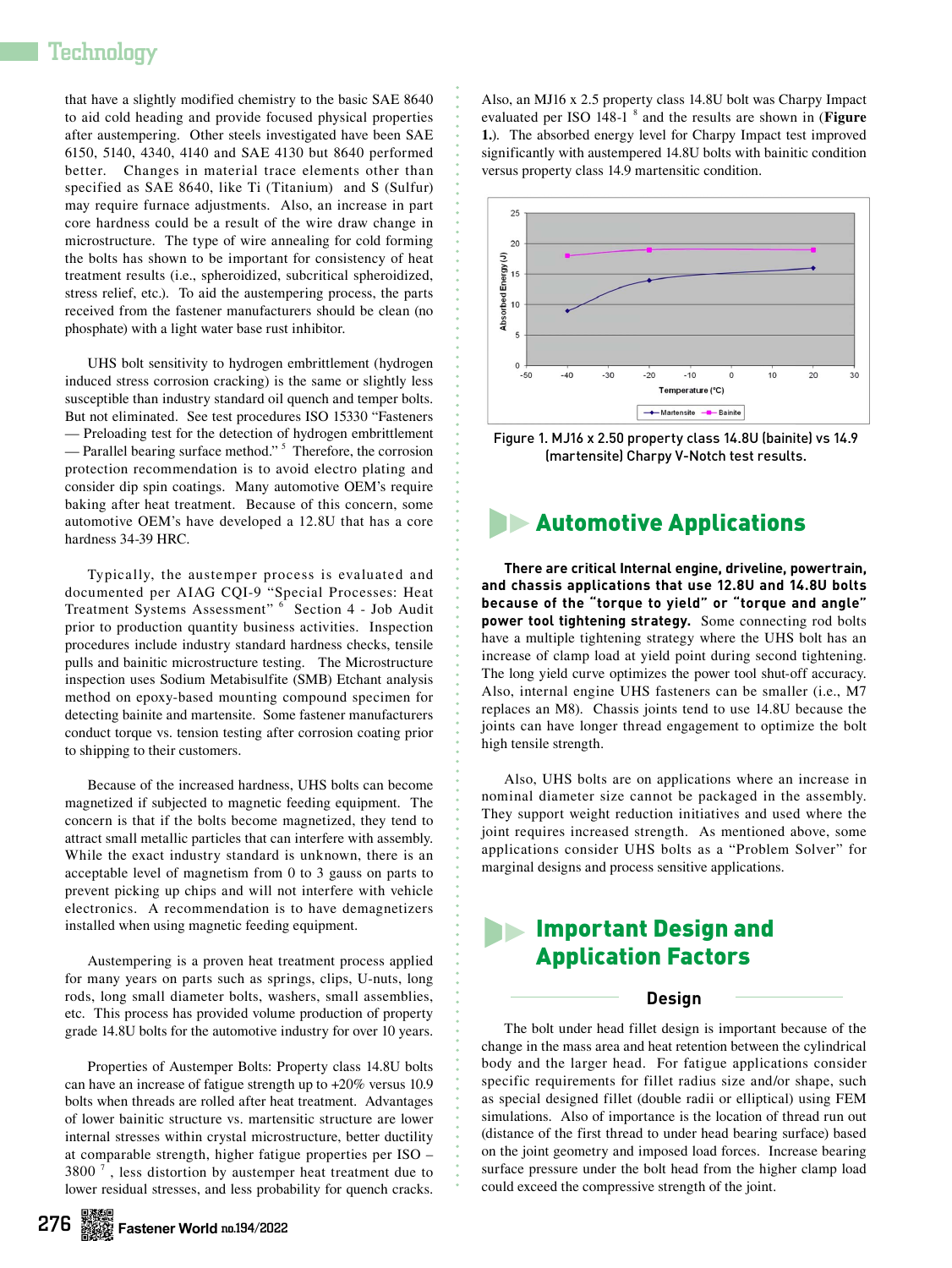that have a slightly modified chemistry to the basic SAE 8640 to aid cold heading and provide focused physical properties after austempering. Other steels investigated have been SAE 6150, 5140, 4340, 4140 and SAE 4130 but 8640 performed better. Changes in material trace elements other than specified as SAE 8640, like Ti (Titanium) and S (Sulfur) may require furnace adjustments. Also, an increase in part core hardness could be a result of the wire draw change in microstructure. The type of wire annealing for cold forming the bolts has shown to be important for consistency of heat treatment results (i.e., spheroidized, subcritical spheroidized, stress relief, etc.). To aid the austempering process, the parts received from the fastener manufacturers should be clean (no phosphate) with a light water base rust inhibitor.

UHS bolt sensitivity to hydrogen embrittlement (hydrogen induced stress corrosion cracking) is the same or slightly less susceptible than industry standard oil quench and temper bolts. But not eliminated. See test procedures ISO 15330 "Fasteners — Preloading test for the detection of hydrogen embrittlement — Parallel bearing surface method."[5] Therefore, the corrosion protection recommendation is to avoid electro plating and consider dip spin coatings. Many automotive OEM's require baking after heat treatment. Because of this concern, some automotive OEM's have developed a 12.8U that has a core hardness 34-39 HRC.

Typically, the austemper process is evaluated and documented per AIAG CQI-9 "Special Processes: Heat Treatment Systems Assessment"[6] Section 4 - Job Audit prior to production quantity business activities. Inspection procedures include industry standard hardness checks, tensile pulls and bainitic microstructure testing. The Microstructure inspection uses Sodium Metabisulfite (SMB) Etchant analysis method on epoxy-based mounting compound specimen for detecting bainite and martensite. Some fastener manufacturers conduct torque vs. tension testing after corrosion coating prior to shipping to their customers.

Because of the increased hardness, UHS bolts can become magnetized if subjected to magnetic feeding equipment. The concern is that if the bolts become magnetized, they tend to attract small metallic particles that can interfere with assembly. While the exact industry standard is unknown, there is an acceptable level of magnetism from 0 to 3 gauss on parts to prevent picking up chips and will not interfere with vehicle electronics. A recommendation is to have demagnetizers installed when using magnetic feeding equipment.

Austempering is a proven heat treatment process applied for many years on parts such as springs, clips, U-nuts, long rods, long small diameter bolts, washers, small assemblies, etc. This process has provided volume production of property grade 14.8U bolts for the automotive industry for over 10 years.

Properties of Austemper Bolts: Property class 14.8U bolts can have an increase of fatigue strength up to +20% versus 10.9 bolts when threads are rolled after heat treatment. Advantages of lower bainitic structure vs. martensitic structure are lower internal stresses within crystal microstructure, better ductility at comparable strength, higher fatigue properties per ISO – 3800[7], less distortion by austemper heat treatment due to lower residual stresses, and less probability for quench cracks.

Also, an MJ16 x 2.5 property class 14.8U bolt was Charpy Impact evaluated per ISO 148-1[8] and the results are shown in (**Figure 1.**). The absorbed energy level for Charpy Impact test improved significantly with austempered 14.8U bolts with bainitic condition versus property class 14.9 martensitic condition.

Figure 1. MJ16 x 2.50 property class 14.8U (bainite) vs 14.9 (martensite) Charpy V-Notch test results.

## Automotive Applications

**There are critical Internal engine, driveline, powertrain, and chassis applications that use 12.8U and 14.8U bolts because of the "torque to yield" or "torque and angle" power tool tightening strategy.** Some connecting rod bolts have a multiple tightening strategy where the UHS bolt has an increase of clamp load at yield point during second tightening. The long yield curve optimizes the power tool shut-off accuracy. Also, internal engine UHS fasteners can be smaller (i.e., M7 replaces an M8). Chassis joints tend to use 14.8U because the joints can have longer thread engagement to optimize the bolt high tensile strength.

Also, UHS bolts are on applications where an increase in nominal diameter size cannot be packaged in the assembly. They support weight reduction initiatives and used where the joint requires increased strength. As mentioned above, some applications consider UHS bolts as a "Problem Solver" for marginal designs and process sensitive applications.

## Important Design and Application Factors

### Design

The bolt under head fillet design is important because of the change in the mass area and heat retention between the cylindrical body and the larger head. For fatigue applications consider specific requirements for fillet radius size and/or shape, such as special designed fillet (double radii or elliptical) using FEM simulations. Also of importance is the location of thread run out (distance of the first thread to under head bearing surface) based on the joint geometry and imposed load forces. Increase bearing surface pressure under the bolt head from the higher clamp load could exceed the compressive strength of the joint.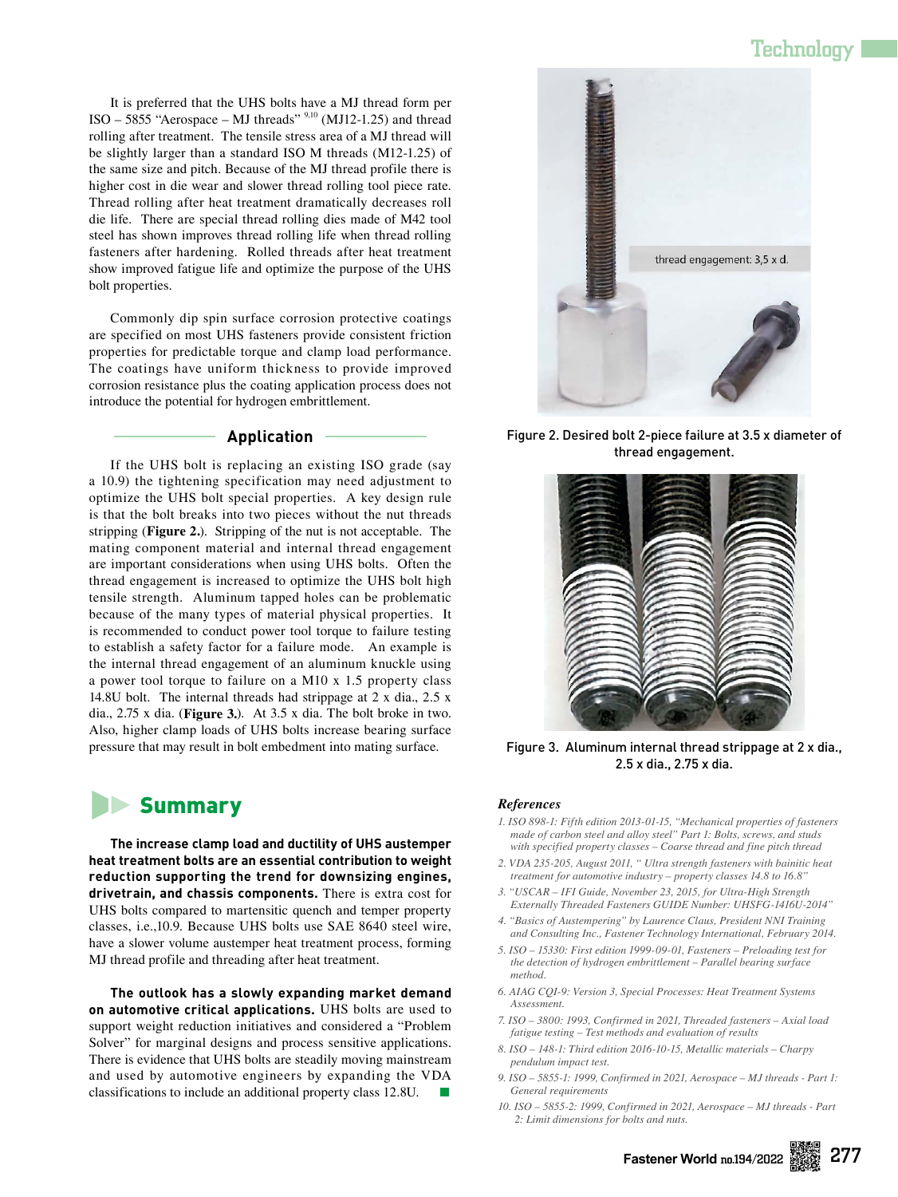It is preferred that the UHS bolts have a MJ thread form per ISO – 5855 "Aerospace – MJ threads" [9,10] (MJ12-1.25) and thread rolling after treatment. The tensile stress area of a MJ thread will be slightly larger than a standard ISO M threads (M12-1.25) of the same size and pitch. Because of the MJ thread profile there is higher cost in die wear and slower thread rolling tool piece rate. Thread rolling after heat treatment dramatically decreases roll die life. There are special thread rolling dies made of M42 tool steel has shown improves thread rolling life when thread rolling fasteners after hardening. Rolled threads after heat treatment show improved fatigue life and optimize the purpose of the UHS bolt properties.

Commonly dip spin surface corrosion protective coatings are specified on most UHS fasteners provide consistent friction properties for predictable torque and clamp load performance. The coatings have uniform thickness to provide improved corrosion resistance plus the coating application process does not introduce the potential for hydrogen embrittlement.

## Application

If the UHS bolt is replacing an existing ISO grade (say a 10.9) the tightening specification may need adjustment to optimize the UHS bolt special properties. A key design rule is that the bolt breaks into two pieces without the nut threads stripping (**Figure 2.**). Stripping of the nut is not acceptable. The mating component material and internal thread engagement are important considerations when using UHS bolts. Often the thread engagement is increased to optimize the UHS bolt high tensile strength. Aluminum tapped holes can be problematic because of the many types of material physical properties. It is recommended to conduct power tool torque to failure testing to establish a safety factor for a failure mode. An example is the internal thread engagement of an aluminum knuckle using a power tool torque to failure on a M10 x 1.5 property class 14.8U bolt. The internal threads had strippage at 2 x dia., 2.5 x dia., 2.75 x dia. (**Figure 3.**). At 3.5 x dia. The bolt broke in two. Also, higher clamp loads of UHS bolts increase bearing surface pressure that may result in bolt embedment into mating surface.

thread engagement: 3,5 x d.

Figure 2. Desired bolt 2-piece failure at 3.5 x diameter of thread engagement.

Figure 3. Aluminum internal thread strippage at 2 x dia., 2.5 x dia., 2.75 x dia.

## Summary

**The increase clamp load and ductility of UHS austemper heat treatment bolts are an essential contribution to weight reduction supporting the trend for downsizing engines, drivetrain, and chassis components.** There is extra cost for UHS bolts compared to martensitic quench and temper property classes, i.e.,10.9. Because UHS bolts use SAE 8640 steel wire, have a slower volume austemper heat treatment process, forming MJ thread profile and threading after heat treatment.

**The outlook has a slowly expanding market demand on automotive critical applications.** UHS bolts are used to support weight reduction initiatives and considered a "Problem Solver" for marginal designs and process sensitive applications. There is evidence that UHS bolts are steadily moving mainstream and used by automotive engineers by expanding the VDA classifications to include an additional property class 12.8U.

### *References*

1. *ISO 898-1: Fifth edition 2013-01-15, "Mechanical properties of fasteners made of carbon steel and alloy steel" Part 1: Bolts, screws, and studs with specified property classes – Coarse thread and fine pitch thread*
2. *VDA 235-205, August 2011, " Ultra strength fasteners with bainitic heat treatment for automotive industry – property classes 14.8 to 16.8"*
3. *"USCAR – IFI Guide, November 23, 2015, for Ultra-High Strength Externally Threaded Fasteners GUIDE Number: UHSFG-1416U-2014"*
4. *"Basics of Austempering" by Laurence Claus, President NNI Training and Consulting Inc., Fastener Technology International, February 2014.*
5. *ISO – 15330: First edition 1999-09-01, Fasteners – Preloading test for the detection of hydrogen embrittlement – Parallel bearing surface method.*
6. *AIAG CQI-9: Version 3, Special Processes: Heat Treatment Systems Assessment.*
7. *ISO – 3800: 1993, Confirmed in 2021, Threaded fasteners – Axial load fatigue testing – Test methods and evaluation of results*
8. *ISO – 148-1: Third edition 2016-10-15, Metallic materials – Charpy pendulum impact test.*
9. *ISO – 5855-1: 1999, Confirmed in 2021, Aerospace – MJ threads - Part 1: General requirements*
10. *ISO – 5855-2: 1999, Confirmed in 2021, Aerospace – MJ threads - Part 2: Limit dimensions for bolts and nuts.*